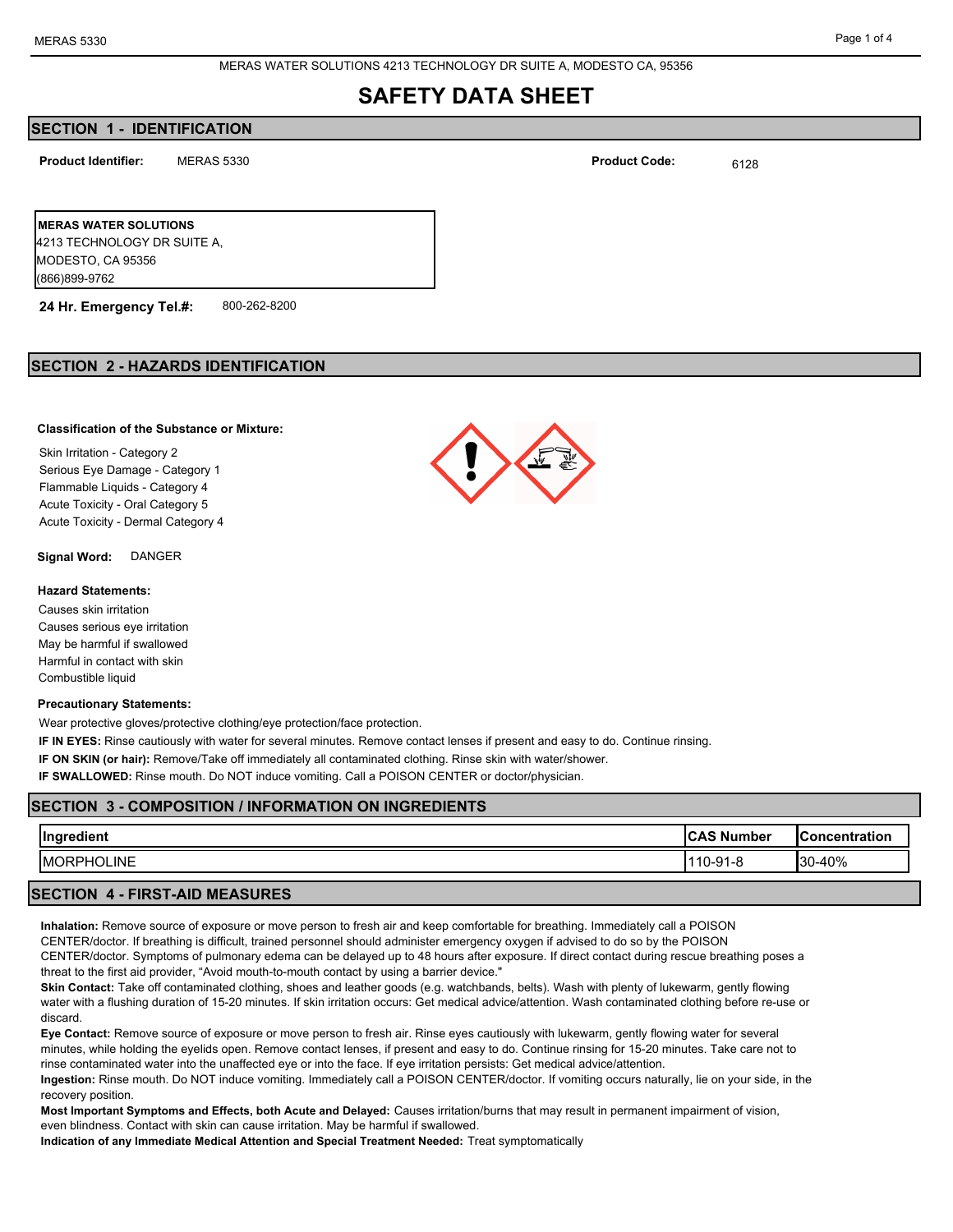MERAS WATER SOLUTIONS 4213 TECHNOLOGY DR SUITE A, MODESTO CA, 95356

# SAFETY DATA SHEET

## SECTION 1 - IDENTIFICATION

**Product Identifier:** MERAS 5330

**Product Code:** 6128

**MERAS WATER SOLUTIONS**
4213 TECHNOLOGY DR SUITE A,
MODESTO, CA 95356
(866)899-9762

**24 Hr. Emergency Tel.#:** 800-262-8200

## SECTION 2 - HAZARDS IDENTIFICATION

**Classification of the Substance or Mixture:**

Skin Irritation - Category 2
Serious Eye Damage - Category 1
Flammable Liquids - Category 4
Acute Toxicity - Oral Category 5
Acute Toxicity - Dermal Category 4

**Signal Word:** DANGER

**Hazard Statements:**

Causes skin irritation
Causes serious eye irritation
May be harmful if swallowed
Harmful in contact with skin
Combustible liquid

**Precautionary Statements:**

Wear protective gloves/protective clothing/eye protection/face protection.

**IF IN EYES:** Rinse cautiously with water for several minutes. Remove contact lenses if present and easy to do. Continue rinsing.

**IF ON SKIN (or hair):** Remove/Take off immediately all contaminated clothing. Rinse skin with water/shower.

**IF SWALLOWED:** Rinse mouth. Do NOT induce vomiting. Call a POISON CENTER or doctor/physician.

## SECTION 3 - COMPOSITION / INFORMATION ON INGREDIENTS

| Ingredient | CAS Number | Concentration |
| --- | --- | --- |
| MORPHOLINE | 110-91-8 | 30-40% |

## SECTION 4 - FIRST-AID MEASURES

**Inhalation:** Remove source of exposure or move person to fresh air and keep comfortable for breathing. Immediately call a POISON CENTER/doctor. If breathing is difficult, trained personnel should administer emergency oxygen if advised to do so by the POISON CENTER/doctor. Symptoms of pulmonary edema can be delayed up to 48 hours after exposure. If direct contact during rescue breathing poses a threat to the first aid provider, "Avoid mouth-to-mouth contact by using a barrier device."

**Skin Contact:** Take off contaminated clothing, shoes and leather goods (e.g. watchbands, belts). Wash with plenty of lukewarm, gently flowing water with a flushing duration of 15-20 minutes. If skin irritation occurs: Get medical advice/attention. Wash contaminated clothing before re-use or discard.

**Eye Contact:** Remove source of exposure or move person to fresh air. Rinse eyes cautiously with lukewarm, gently flowing water for several minutes, while holding the eyelids open. Remove contact lenses, if present and easy to do. Continue rinsing for 15-20 minutes. Take care not to rinse contaminated water into the unaffected eye or into the face. If eye irritation persists: Get medical advice/attention.

**Ingestion:** Rinse mouth. Do NOT induce vomiting. Immediately call a POISON CENTER/doctor. If vomiting occurs naturally, lie on your side, in the recovery position.

**Most Important Symptoms and Effects, both Acute and Delayed:** Causes irritation/burns that may result in permanent impairment of vision, even blindness. Contact with skin can cause irritation. May be harmful if swallowed.

**Indication of any Immediate Medical Attention and Special Treatment Needed:** Treat symptomatically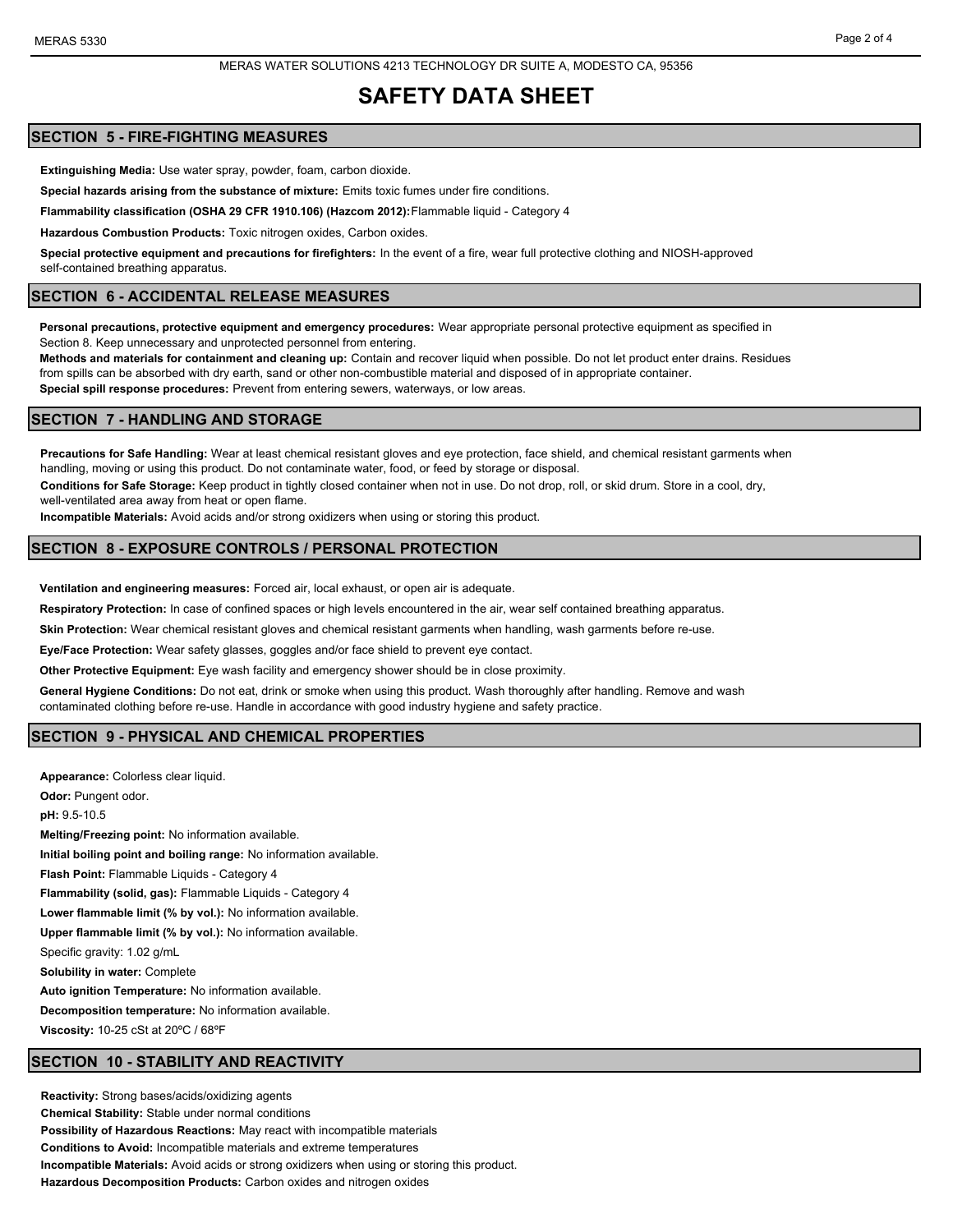MERAS WATER SOLUTIONS 4213 TECHNOLOGY DR SUITE A, MODESTO CA, 95356

# SAFETY DATA SHEET

## SECTION 5 - FIRE-FIGHTING MEASURES

**Extinguishing Media:** Use water spray, powder, foam, carbon dioxide.

**Special hazards arising from the substance of mixture:** Emits toxic fumes under fire conditions.

**Flammability classification (OSHA 29 CFR 1910.106) (Hazcom 2012):** Flammable liquid - Category 4

**Hazardous Combustion Products:** Toxic nitrogen oxides, Carbon oxides.

**Special protective equipment and precautions for firefighters:** In the event of a fire, wear full protective clothing and NIOSH-approved self-contained breathing apparatus.

## SECTION 6 - ACCIDENTAL RELEASE MEASURES

**Personal precautions, protective equipment and emergency procedures:** Wear appropriate personal protective equipment as specified in Section 8. Keep unnecessary and unprotected personnel from entering.

**Methods and materials for containment and cleaning up:** Contain and recover liquid when possible. Do not let product enter drains. Residues from spills can be absorbed with dry earth, sand or other non-combustible material and disposed of in appropriate container.

**Special spill response procedures:** Prevent from entering sewers, waterways, or low areas.

## SECTION 7 - HANDLING AND STORAGE

**Precautions for Safe Handling:** Wear at least chemical resistant gloves and eye protection, face shield, and chemical resistant garments when handling, moving or using this product. Do not contaminate water, food, or feed by storage or disposal.

**Conditions for Safe Storage:** Keep product in tightly closed container when not in use. Do not drop, roll, or skid drum. Store in a cool, dry, well-ventilated area away from heat or open flame.

**Incompatible Materials:** Avoid acids and/or strong oxidizers when using or storing this product.

## SECTION 8 - EXPOSURE CONTROLS / PERSONAL PROTECTION

**Ventilation and engineering measures:** Forced air, local exhaust, or open air is adequate.

**Respiratory Protection:** In case of confined spaces or high levels encountered in the air, wear self contained breathing apparatus.

**Skin Protection:** Wear chemical resistant gloves and chemical resistant garments when handling, wash garments before re-use.

**Eye/Face Protection:** Wear safety glasses, goggles and/or face shield to prevent eye contact.

**Other Protective Equipment:** Eye wash facility and emergency shower should be in close proximity.

**General Hygiene Conditions:** Do not eat, drink or smoke when using this product. Wash thoroughly after handling. Remove and wash contaminated clothing before re-use. Handle in accordance with good industry hygiene and safety practice.

## SECTION 9 - PHYSICAL AND CHEMICAL PROPERTIES

**Appearance:** Colorless clear liquid.

**Odor:** Pungent odor.

**pH:** 9.5-10.5

**Melting/Freezing point:** No information available.

**Initial boiling point and boiling range:** No information available.

**Flash Point:** Flammable Liquids - Category 4

**Flammability (solid, gas):** Flammable Liquids - Category 4

**Lower flammable limit (% by vol.):** No information available.

**Upper flammable limit (% by vol.):** No information available.

Specific gravity: 1.02 g/mL

**Solubility in water:** Complete

**Auto ignition Temperature:** No information available.

**Decomposition temperature:** No information available.

**Viscosity:** 10-25 cSt at 20ºC / 68ºF

## SECTION 10 - STABILITY AND REACTIVITY

**Reactivity:** Strong bases/acids/oxidizing agents

**Chemical Stability:** Stable under normal conditions

**Possibility of Hazardous Reactions:** May react with incompatible materials

**Conditions to Avoid:** Incompatible materials and extreme temperatures

**Incompatible Materials:** Avoid acids or strong oxidizers when using or storing this product.

**Hazardous Decomposition Products:** Carbon oxides and nitrogen oxides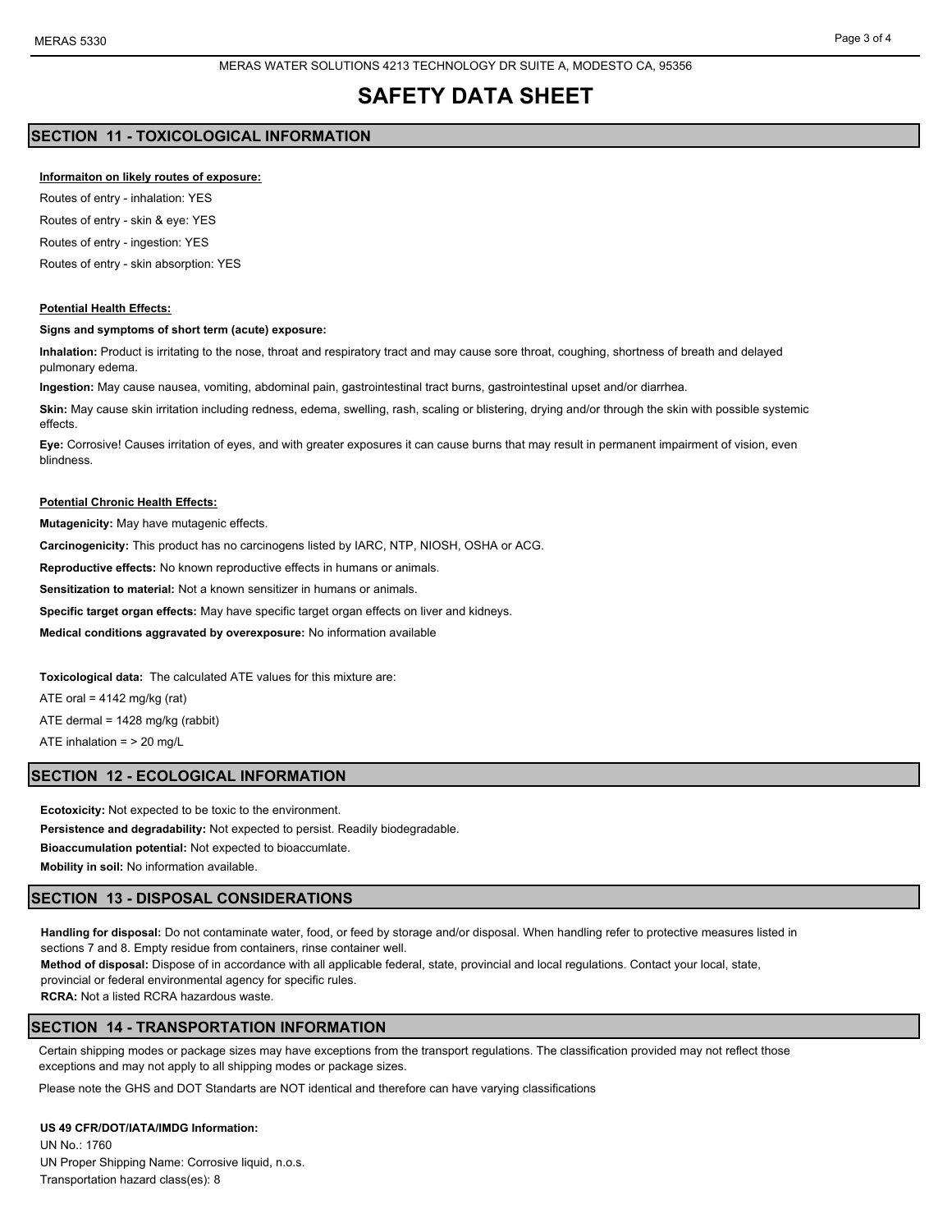MERAS WATER SOLUTIONS 4213 TECHNOLOGY DR SUITE A, MODESTO CA, 95356

# SAFETY DATA SHEET

## SECTION 11 - TOXICOLOGICAL INFORMATION

**Informaiton on likely routes of exposure:**

Routes of entry - inhalation: YES

Routes of entry - skin & eye: YES

Routes of entry - ingestion: YES

Routes of entry - skin absorption: YES

**Potential Health Effects:**

**Signs and symptoms of short term (acute) exposure:**

**Inhalation:** Product is irritating to the nose, throat and respiratory tract and may cause sore throat, coughing, shortness of breath and delayed pulmonary edema.

**Ingestion:** May cause nausea, vomiting, abdominal pain, gastrointestinal tract burns, gastrointestinal upset and/or diarrhea.

**Skin:** May cause skin irritation including redness, edema, swelling, rash, scaling or blistering, drying and/or through the skin with possible systemic effects.

**Eye:** Corrosive! Causes irritation of eyes, and with greater exposures it can cause burns that may result in permanent impairment of vision, even blindness.

**Potential Chronic Health Effects:**

**Mutagenicity:** May have mutagenic effects.

**Carcinogenicity:** This product has no carcinogens listed by IARC, NTP, NIOSH, OSHA or ACG.

**Reproductive effects:** No known reproductive effects in humans or animals.

**Sensitization to material:** Not a known sensitizer in humans or animals.

**Specific target organ effects:** May have specific target organ effects on liver and kidneys.

**Medical conditions aggravated by overexposure:** No information available

**Toxicological data:** The calculated ATE values for this mixture are:

ATE oral = 4142 mg/kg (rat)

ATE dermal = 1428 mg/kg (rabbit)

ATE inhalation = > 20 mg/L

## SECTION 12 - ECOLOGICAL INFORMATION

**Ecotoxicity:** Not expected to be toxic to the environment.

**Persistence and degradability:** Not expected to persist. Readily biodegradable.

**Bioaccumulation potential:** Not expected to bioaccumlate.

**Mobility in soil:** No information available.

## SECTION 13 - DISPOSAL CONSIDERATIONS

**Handling for disposal:** Do not contaminate water, food, or feed by storage and/or disposal. When handling refer to protective measures listed in sections 7 and 8. Empty residue from containers, rinse container well.

**Method of disposal:** Dispose of in accordance with all applicable federal, state, provincial and local regulations. Contact your local, state, provincial or federal environmental agency for specific rules.

**RCRA:** Not a listed RCRA hazardous waste.

## SECTION 14 - TRANSPORTATION INFORMATION

Certain shipping modes or package sizes may have exceptions from the transport regulations. The classification provided may not reflect those exceptions and may not apply to all shipping modes or package sizes.

Please note the GHS and DOT Standarts are NOT identical and therefore can have varying classifications

**US 49 CFR/DOT/IATA/IMDG Information:**

UN No.: 1760

UN Proper Shipping Name: Corrosive liquid, n.o.s.

Transportation hazard class(es): 8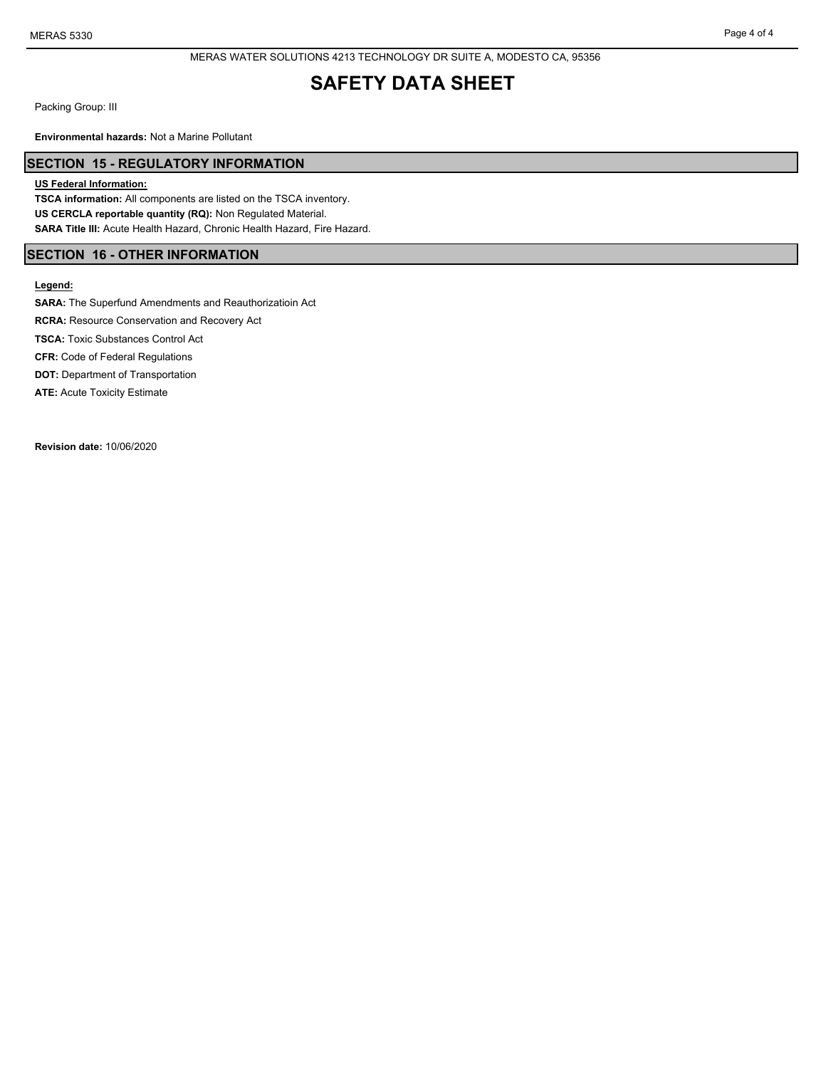Packing Group: III

**Environmental hazards:** Not a Marine Pollutant

## SECTION 15 - REGULATORY INFORMATION

**US Federal Information:**

**TSCA information:** All components are listed on the TSCA inventory.

**US CERCLA reportable quantity (RQ):** Non Regulated Material.

**SARA Title III:** Acute Health Hazard, Chronic Health Hazard, Fire Hazard.

## SECTION 16 - OTHER INFORMATION

**Legend:**

**SARA:** The Superfund Amendments and Reauthorizatioin Act

**RCRA:** Resource Conservation and Recovery Act

**TSCA:** Toxic Substances Control Act

**CFR:** Code of Federal Regulations

**DOT:** Department of Transportation

**ATE:** Acute Toxicity Estimate

**Revision date:** 10/06/2020